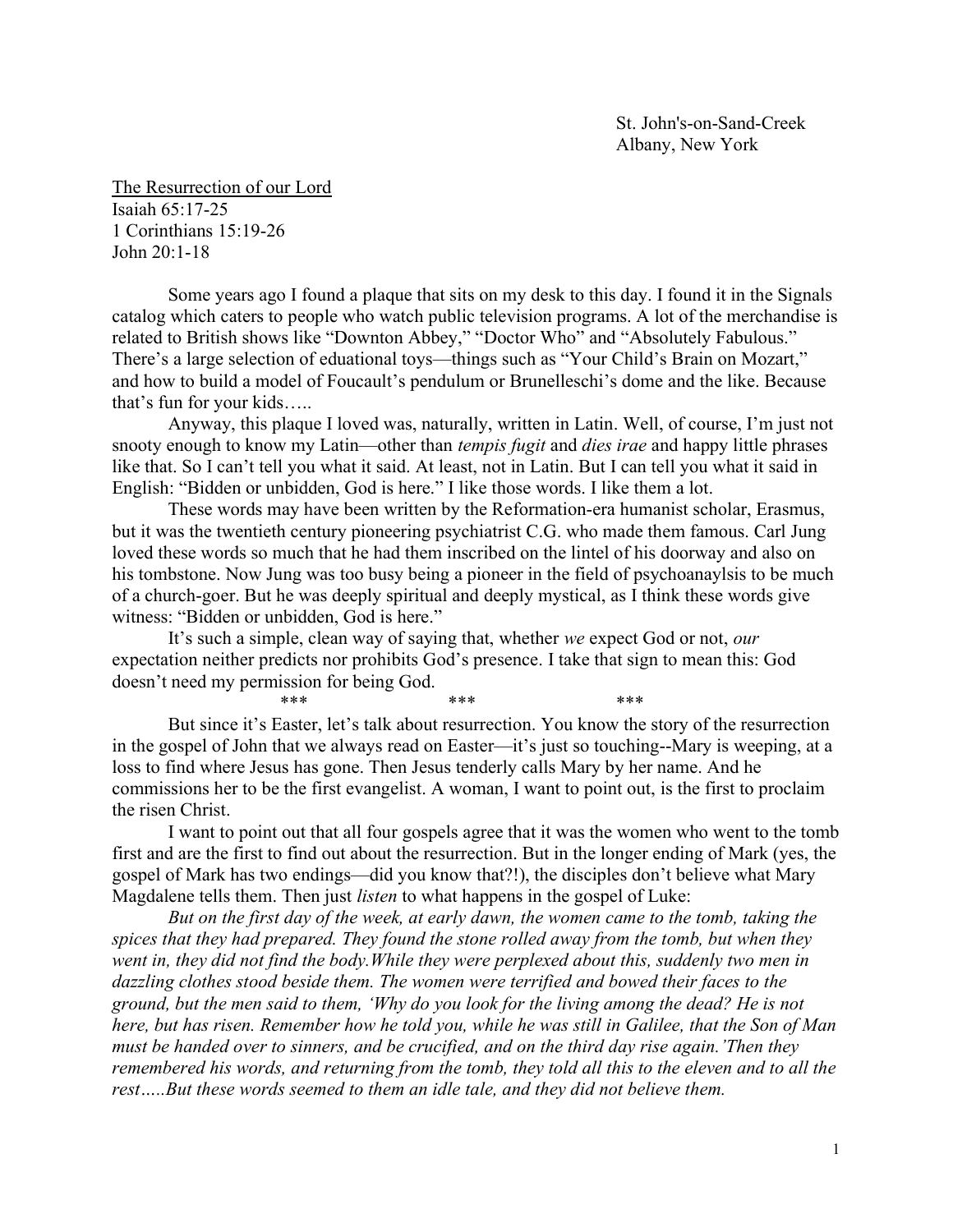St. John's-on-Sand-Creek
Albany, New York

The Resurrection of our Lord
Isaiah 65:17-25
1 Corinthians 15:19-26
John 20:1-18

Some years ago I found a plaque that sits on my desk to this day. I found it in the Signals catalog which caters to people who watch public television programs. A lot of the merchandise is related to British shows like "Downton Abbey," "Doctor Who" and "Absolutely Fabulous." There's a large selection of eduational toys—things such as "Your Child's Brain on Mozart," and how to build a model of Foucault's pendulum or Brunelleschi's dome and the like. Because that's fun for your kids…..

Anyway, this plaque I loved was, naturally, written in Latin. Well, of course, I'm just not snooty enough to know my Latin—other than *tempis fugit* and *dies irae* and happy little phrases like that. So I can't tell you what it said. At least, not in Latin. But I can tell you what it said in English: "Bidden or unbidden, God is here." I like those words. I like them a lot.

These words may have been written by the Reformation-era humanist scholar, Erasmus, but it was the twentieth century pioneering psychiatrist C.G. who made them famous. Carl Jung loved these words so much that he had them inscribed on the lintel of his doorway and also on his tombstone. Now Jung was too busy being a pioneer in the field of psychoanaylsis to be much of a church-goer. But he was deeply spiritual and deeply mystical, as I think these words give witness: "Bidden or unbidden, God is here."

It's such a simple, clean way of saying that, whether *we* expect God or not, *our* expectation neither predicts nor prohibits God's presence. I take that sign to mean this: God doesn't need my permission for being God.

\*\*\*    \*\*\*    \*\*\*

But since it's Easter, let's talk about resurrection. You know the story of the resurrection in the gospel of John that we always read on Easter—it's just so touching--Mary is weeping, at a loss to find where Jesus has gone. Then Jesus tenderly calls Mary by her name. And he commissions her to be the first evangelist. A woman, I want to point out, is the first to proclaim the risen Christ.

I want to point out that all four gospels agree that it was the women who went to the tomb first and are the first to find out about the resurrection. But in the longer ending of Mark (yes, the gospel of Mark has two endings—did you know that?!), the disciples don't believe what Mary Magdalene tells them. Then just *listen* to what happens in the gospel of Luke:

*But on the first day of the week, at early dawn, the women came to the tomb, taking the spices that they had prepared. They found the stone rolled away from the tomb, but when they went in, they did not find the body.While they were perplexed about this, suddenly two men in dazzling clothes stood beside them. The women were terrified and bowed their faces to the ground, but the men said to them, 'Why do you look for the living among the dead? He is not here, but has risen. Remember how he told you, while he was still in Galilee, that the Son of Man must be handed over to sinners, and be crucified, and on the third day rise again.'Then they remembered his words, and returning from the tomb, they told all this to the eleven and to all the rest…..But these words seemed to them an idle tale, and they did not believe them.*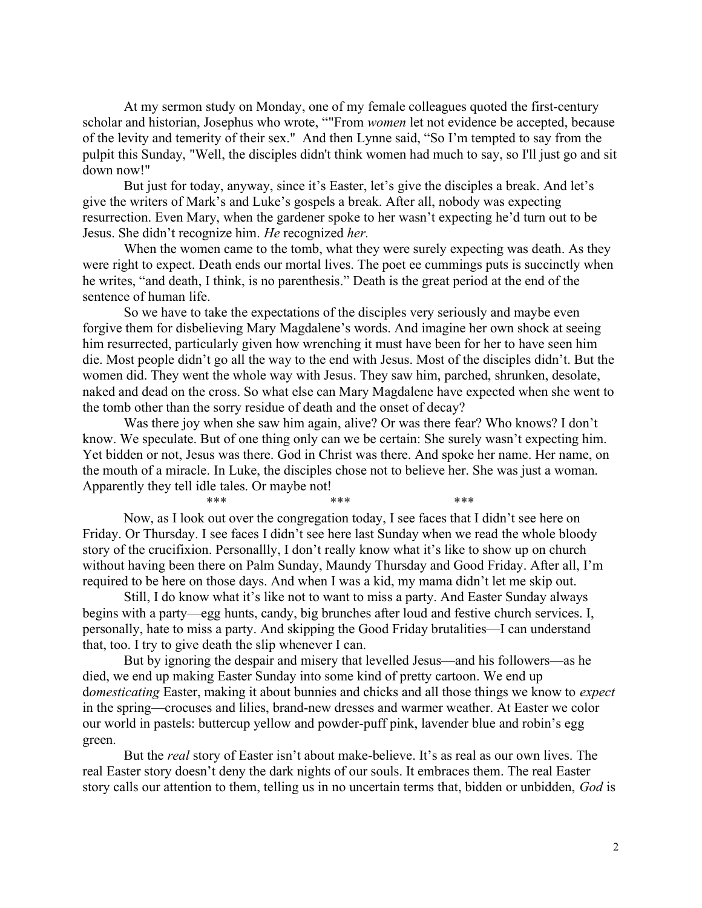At my sermon study on Monday, one of my female colleagues quoted the first-century scholar and historian, Josephus who wrote, ""From *women* let not evidence be accepted, because of the levity and temerity of their sex." And then Lynne said, "So I'm tempted to say from the pulpit this Sunday, "Well, the disciples didn't think women had much to say, so I'll just go and sit down now!"

But just for today, anyway, since it's Easter, let's give the disciples a break. And let's give the writers of Mark's and Luke's gospels a break. After all, nobody was expecting resurrection. Even Mary, when the gardener spoke to her wasn't expecting he'd turn out to be Jesus. She didn't recognize him. *He* recognized *her.*

When the women came to the tomb, what they were surely expecting was death. As they were right to expect. Death ends our mortal lives. The poet ee cummings puts is succinctly when he writes, "and death, I think, is no parenthesis." Death is the great period at the end of the sentence of human life.

So we have to take the expectations of the disciples very seriously and maybe even forgive them for disbelieving Mary Magdalene's words. And imagine her own shock at seeing him resurrected, particularly given how wrenching it must have been for her to have seen him die. Most people didn't go all the way to the end with Jesus. Most of the disciples didn't. But the women did. They went the whole way with Jesus. They saw him, parched, shrunken, desolate, naked and dead on the cross. So what else can Mary Magdalene have expected when she went to the tomb other than the sorry residue of death and the onset of decay?

Was there joy when she saw him again, alive? Or was there fear? Who knows? I don't know. We speculate. But of one thing only can we be certain: She surely wasn't expecting him. Yet bidden or not, Jesus was there. God in Christ was there. And spoke her name. Her name, on the mouth of a miracle. In Luke, the disciples chose not to believe her. She was just a woman. Apparently they tell idle tales. Or maybe not!

\*\*\* \*\*\* \*\*\*

Now, as I look out over the congregation today, I see faces that I didn't see here on Friday. Or Thursday. I see faces I didn't see here last Sunday when we read the whole bloody story of the crucifixion. Personallly, I don't really know what it's like to show up on church without having been there on Palm Sunday, Maundy Thursday and Good Friday. After all, I'm required to be here on those days. And when I was a kid, my mama didn't let me skip out.

Still, I do know what it's like not to want to miss a party. And Easter Sunday always begins with a party—egg hunts, candy, big brunches after loud and festive church services. I, personally, hate to miss a party. And skipping the Good Friday brutalities—I can understand that, too. I try to give death the slip whenever I can.

But by ignoring the despair and misery that levelled Jesus—and his followers—as he died, we end up making Easter Sunday into some kind of pretty cartoon. We end up d*omesticating* Easter, making it about bunnies and chicks and all those things we know to *expect* in the spring—crocuses and lilies, brand-new dresses and warmer weather. At Easter we color our world in pastels: buttercup yellow and powder-puff pink, lavender blue and robin's egg green.

But the *real* story of Easter isn't about make-believe. It's as real as our own lives. The real Easter story doesn't deny the dark nights of our souls. It embraces them. The real Easter story calls our attention to them, telling us in no uncertain terms that, bidden or unbidden, *God* is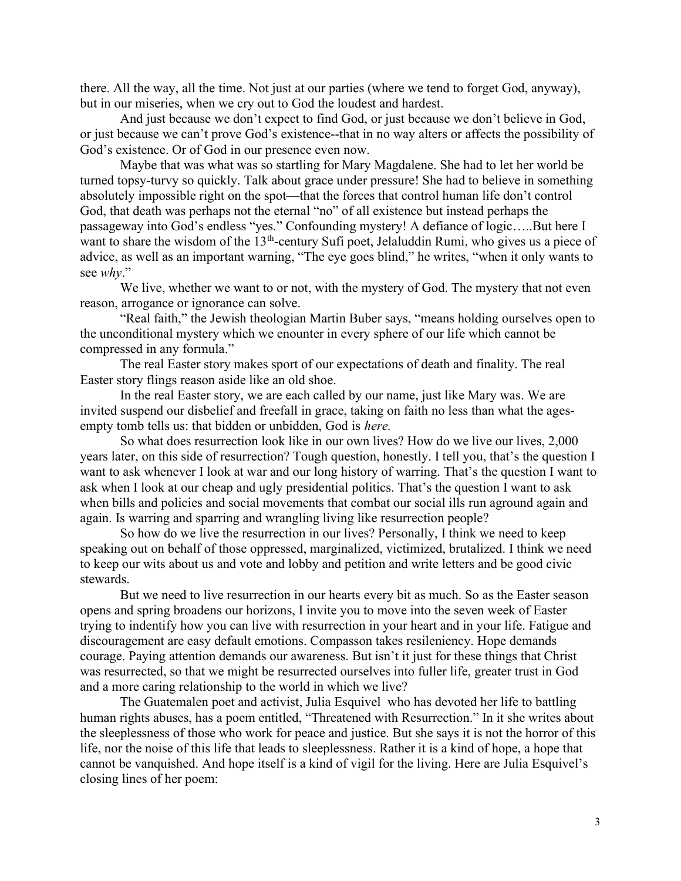there. All the way, all the time. Not just at our parties (where we tend to forget God, anyway), but in our miseries, when we cry out to God the loudest and hardest.

And just because we don't expect to find God, or just because we don't believe in God, or just because we can't prove God's existence--that in no way alters or affects the possibility of God's existence. Or of God in our presence even now.

Maybe that was what was so startling for Mary Magdalene. She had to let her world be turned topsy-turvy so quickly. Talk about grace under pressure! She had to believe in something absolutely impossible right on the spot—that the forces that control human life don't control God, that death was perhaps not the eternal "no" of all existence but instead perhaps the passageway into God's endless "yes." Confounding mystery! A defiance of logic…..But here I want to share the wisdom of the 13th-century Sufi poet, Jelaluddin Rumi, who gives us a piece of advice, as well as an important warning, "The eye goes blind," he writes, "when it only wants to see *why*."

We live, whether we want to or not, with the mystery of God. The mystery that not even reason, arrogance or ignorance can solve.

"Real faith," the Jewish theologian Martin Buber says, "means holding ourselves open to the unconditional mystery which we enounter in every sphere of our life which cannot be compressed in any formula."

The real Easter story makes sport of our expectations of death and finality. The real Easter story flings reason aside like an old shoe.

In the real Easter story, we are each called by our name, just like Mary was. We are invited suspend our disbelief and freefall in grace, taking on faith no less than what the ages-empty tomb tells us: that bidden or unbidden, God is *here.*

So what does resurrection look like in our own lives? How do we live our lives, 2,000 years later, on this side of resurrection? Tough question, honestly. I tell you, that's the question I want to ask whenever I look at war and our long history of warring. That's the question I want to ask when I look at our cheap and ugly presidential politics. That's the question I want to ask when bills and policies and social movements that combat our social ills run aground again and again. Is warring and sparring and wrangling living like resurrection people?

So how do we live the resurrection in our lives? Personally, I think we need to keep speaking out on behalf of those oppressed, marginalized, victimized, brutalized. I think we need to keep our wits about us and vote and lobby and petition and write letters and be good civic stewards.

But we need to live resurrection in our hearts every bit as much. So as the Easter season opens and spring broadens our horizons, I invite you to move into the seven week of Easter trying to indentify how you can live with resurrection in your heart and in your life. Fatigue and discouragement are easy default emotions. Compasson takes resileniency. Hope demands courage. Paying attention demands our awareness. But isn't it just for these things that Christ was resurrected, so that we might be resurrected ourselves into fuller life, greater trust in God and a more caring relationship to the world in which we live?

The Guatemalen poet and activist, Julia Esquivel who has devoted her life to battling human rights abuses, has a poem entitled, "Threatened with Resurrection." In it she writes about the sleeplessness of those who work for peace and justice. But she says it is not the horror of this life, nor the noise of this life that leads to sleeplessness. Rather it is a kind of hope, a hope that cannot be vanquished. And hope itself is a kind of vigil for the living. Here are Julia Esquivel's closing lines of her poem: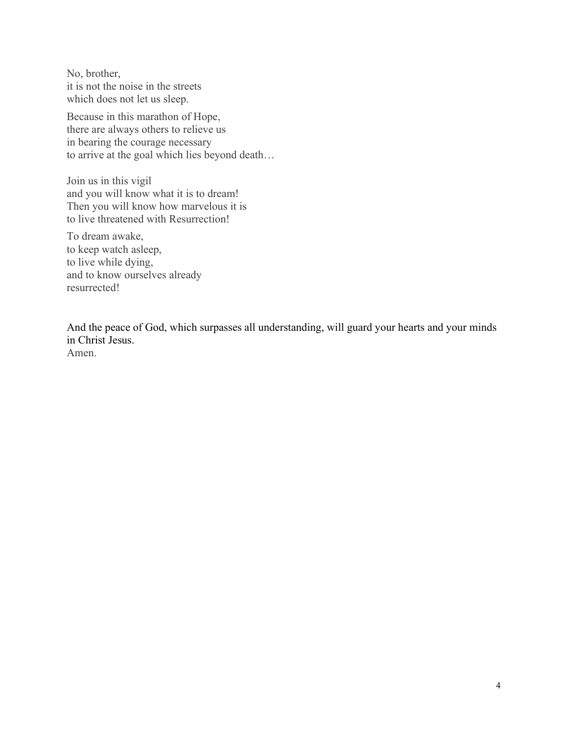No, brother,
it is not the noise in the streets
which does not let us sleep.

Because in this marathon of Hope,
there are always others to relieve us
in bearing the courage necessary
to arrive at the goal which lies beyond death…

Join us in this vigil
and you will know what it is to dream!
Then you will know how marvelous it is
to live threatened with Resurrection!

To dream awake,
to keep watch asleep,
to live while dying,
and to know ourselves already
resurrected!

And the peace of God, which surpasses all understanding, will guard your hearts and your minds in Christ Jesus.
Amen.